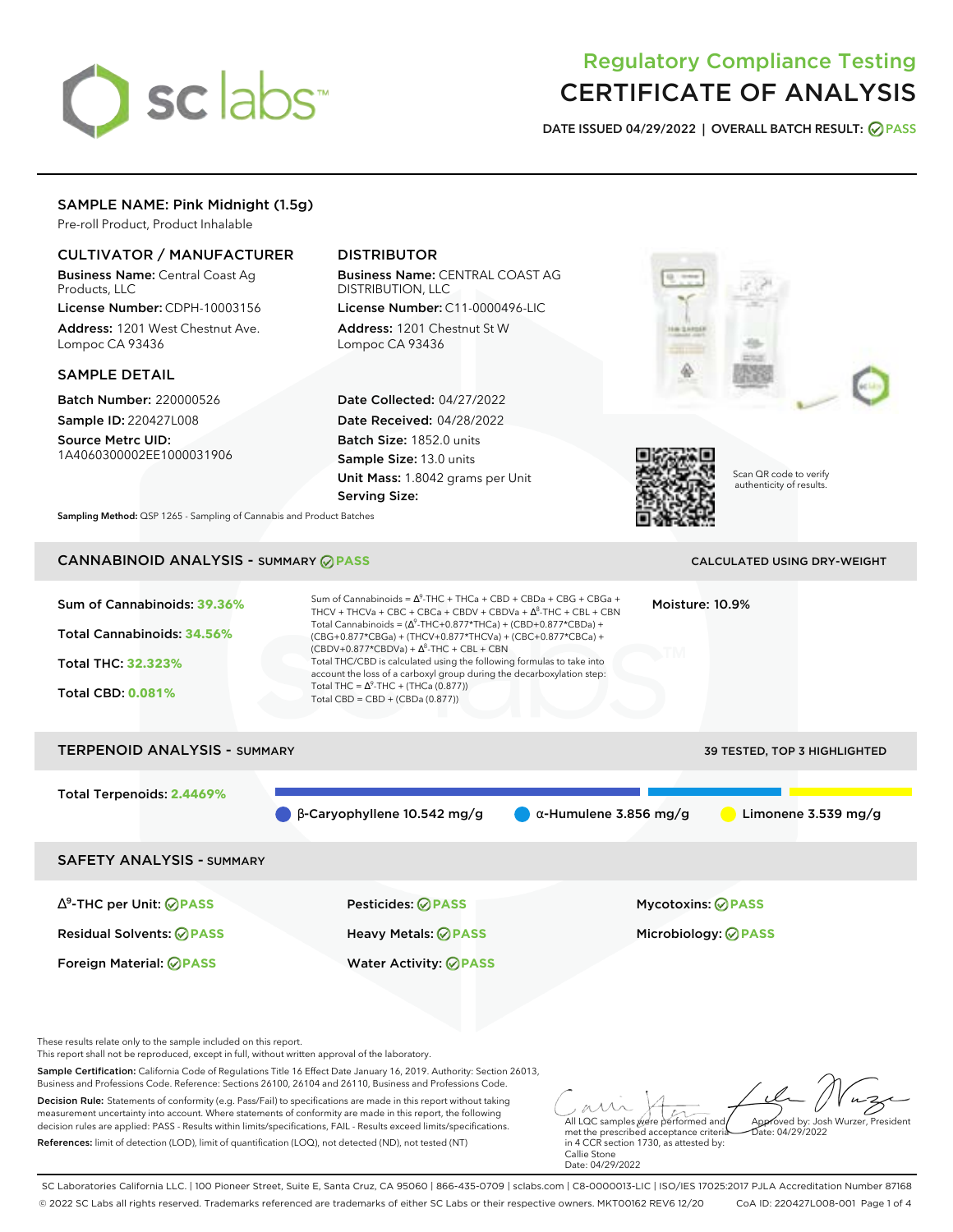# Regulatory Compliance Testing CERTIFICATE OF ANALYSIS

**DATE ISSUED 04/29/2022 | OVERALL BATCH RESULT: PASS**

## SAMPLE NAME: Pink Midnight (1.5g)

Pre-roll Product, Product Inhalable

### CULTIVATOR / MANUFACTURER

**Business Name:** Central Coast Ag Products, LLC
**License Number:** CDPH-10003156
**Address:** 1201 West Chestnut Ave. Lompoc CA 93436

### DISTRIBUTOR

**Business Name:** CENTRAL COAST AG DISTRIBUTION, LLC
**License Number:** C11-0000496-LIC
**Address:** 1201 Chestnut St W Lompoc CA 93436

### SAMPLE DETAIL

**Batch Number:** 220000526
**Sample ID:** 220427L008
**Source Metrc UID:** 1A4060300002EE1000031906

**Date Collected:** 04/27/2022
**Date Received:** 04/28/2022
**Batch Size:** 1852.0 units
**Sample Size:** 13.0 units
**Unit Mass:** 1.8042 grams per Unit
**Serving Size:**

Scan QR code to verify authenticity of results.

**Sampling Method:** QSP 1265 - Sampling of Cannabis and Product Batches

## CANNABINOID ANALYSIS - SUMMARY PASS

CALCULATED USING DRY-WEIGHT

**Sum of Cannabinoids:** 39.36%
**Total Cannabinoids:** 34.56%
**Total THC:** 32.323%
**Total CBD:** 0.081%

Sum of Cannabinoids = $\Delta^9$-THC + THCa + CBD + CBDa + CBG + CBGa + THCV + THCVa + CBC + CBCa + CBDV + CBDVa + $\Delta^8$-THC + CBL + CBN
Total Cannabinoids = ($\Delta^9$-THC+0.877*THCa) + (CBD+0.877*CBDa) + (CBG+0.877*CBGa) + (THCV+0.877*THCVa) + (CBC+0.877*CBCa) + (CBDV+0.877*CBDVa) + $\Delta^8$-THC + CBL + CBN
Total THC/CBD is calculated using the following formulas to take into account the loss of a carboxyl group during the decarboxylation step:
Total THC = $\Delta^9$-THC + (THCa (0.877))
Total CBD = CBD + (CBDa (0.877))

**Moisture:** 10.9%

## TERPENOID ANALYSIS - SUMMARY

39 TESTED, TOP 3 HIGHLIGHTED

**Total Terpenoids:** 2.4469%

β-Caryophyllene 10.542 mg/g | α-Humulene 3.856 mg/g | Limonene 3.539 mg/g

## SAFETY ANALYSIS - SUMMARY

| | | |
|---|---|---|
| $\Delta^9$-THC per Unit: PASS | Pesticides: PASS | Mycotoxins: PASS |
| Residual Solvents: PASS | Heavy Metals: PASS | Microbiology: PASS |
| Foreign Material: PASS | Water Activity: PASS | |

These results relate only to the sample included on this report.
This report shall not be reproduced, except in full, without written approval of the laboratory.

**Sample Certification:** California Code of Regulations Title 16 Effect Date January 16, 2019. Authority: Section 26013, Business and Professions Code. Reference: Sections 26100, 26104 and 26110, Business and Professions Code.

**Decision Rule:** Statements of conformity (e.g. Pass/Fail) to specifications are made in this report without taking measurement uncertainty into account. Where statements of conformity are made in this report, the following decision rules are applied: PASS - Results within limits/specifications, FAIL - Results exceed limits/specifications.

**References:** limit of detection (LOD), limit of quantification (LOQ), not detected (ND), not tested (NT)

All LQC samples were performed and met the prescribed acceptance criteria in 4 CCR section 1730, as attested by: Callie Stone
Date: 04/29/2022

Approved by: Josh Wurzer, President
Date: 04/29/2022

SC Laboratories California LLC. | 100 Pioneer Street, Suite E, Santa Cruz, CA 95060 | 866-435-0709 | sclabs.com | C8-0000013-LIC | ISO/IES 17025:2017 PJLA Accreditation Number 87168
© 2022 SC Labs all rights reserved. Trademarks referenced are trademarks of either SC Labs or their respective owners. MKT00162 REV6 12/20 CoA ID: 220427L008-001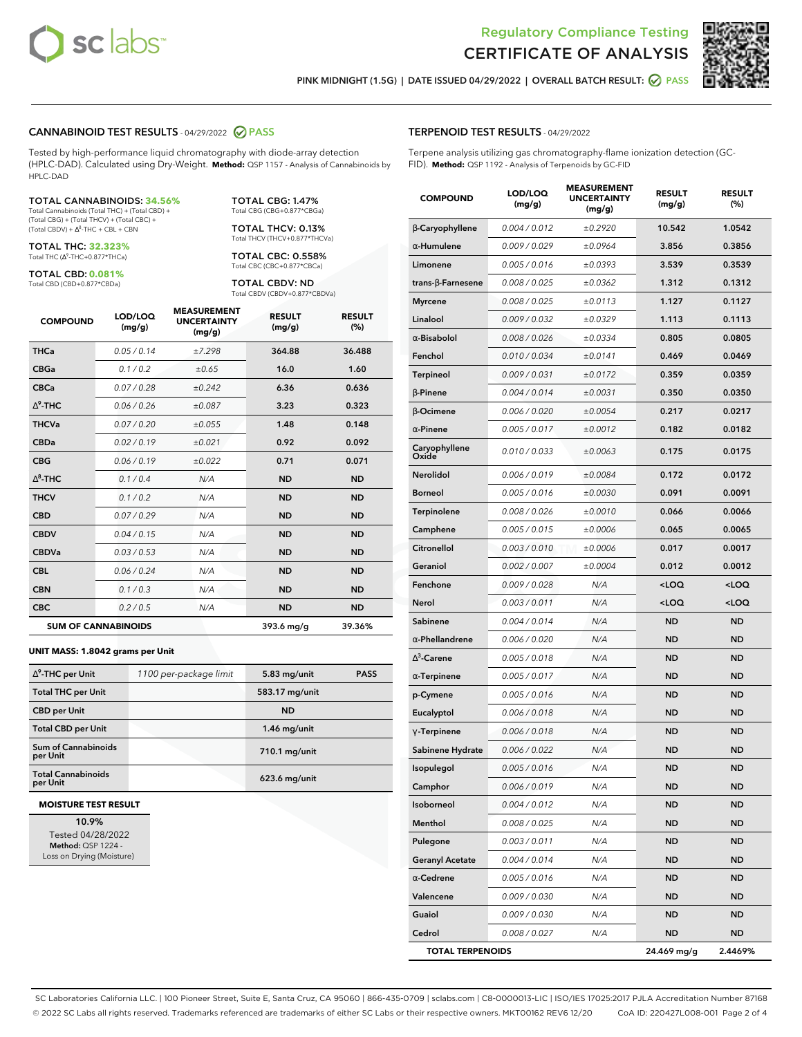# Regulatory Compliance Testing
# CERTIFICATE OF ANALYSIS

PINK MIDNIGHT (1.5G) | DATE ISSUED 04/29/2022 | OVERALL BATCH RESULT: PASS

## CANNABINOID TEST RESULTS - 04/29/2022 PASS

Tested by high-performance liquid chromatography with diode-array detection (HPLC-DAD). Calculated using Dry-Weight. **Method:** QSP 1157 - Analysis of Cannabinoids by HPLC-DAD

**TOTAL CANNABINOIDS: 34.56%**
Total Cannabinoids (Total THC) + (Total CBD) + (Total CBG) + (Total THCV) + (Total CBC) + (Total CBDV) + $\Delta^8$-THC + CBL + CBN

**TOTAL THC: 32.323%**
Total THC ($\Delta^9$-THC+0.877*THCa)

**TOTAL CBD: 0.081%**
Total CBD (CBD+0.877*CBDa)

**TOTAL CBG: 1.47%**
Total CBG (CBG+0.877*CBGa)

**TOTAL THCV: 0.13%**
Total THCV (THCV+0.877*THCVa)

**TOTAL CBC: 0.558%**
Total CBC (CBC+0.877*CBCa)

**TOTAL CBDV: ND**
Total CBDV (CBDV+0.877*CBDVa)

| COMPOUND | LOD/LOQ (mg/g) | MEASUREMENT UNCERTAINTY (mg/g) | RESULT (mg/g) | RESULT (%) |
|---|---|---|---|---|
| THCa | 0.05 / 0.14 | ±7.298 | 364.88 | 36.488 |
| CBGa | 0.1 / 0.2 | ±0.65 | 16.0 | 1.60 |
| CBCa | 0.07 / 0.28 | ±0.242 | 6.36 | 0.636 |
| $\Delta^9$-THC | 0.06 / 0.26 | ±0.087 | 3.23 | 0.323 |
| THCVa | 0.07 / 0.20 | ±0.055 | 1.48 | 0.148 |
| CBDa | 0.02 / 0.19 | ±0.021 | 0.92 | 0.092 |
| CBG | 0.06 / 0.19 | ±0.022 | 0.71 | 0.071 |
| $\Delta^8$-THC | 0.1 / 0.4 | N/A | ND | ND |
| THCV | 0.1 / 0.2 | N/A | ND | ND |
| CBD | 0.07 / 0.29 | N/A | ND | ND |
| CBDV | 0.04 / 0.15 | N/A | ND | ND |
| CBDVa | 0.03 / 0.53 | N/A | ND | ND |
| CBL | 0.06 / 0.24 | N/A | ND | ND |
| CBN | 0.1 / 0.3 | N/A | ND | ND |
| CBC | 0.2 / 0.5 | N/A | ND | ND |
| **SUM OF CANNABINOIDS** | | | 393.6 mg/g | 39.36% |

**UNIT MASS: 1.8042 grams per Unit**

| | | | |
|---|---|---|---|
| $\Delta^9$-THC per Unit | 1100 per-package limit | 5.83 mg/unit | PASS |
| Total THC per Unit | | 583.17 mg/unit | |
| CBD per Unit | | ND | |
| Total CBD per Unit | | 1.46 mg/unit | |
| Sum of Cannabinoids per Unit | | 710.1 mg/unit | |
| Total Cannabinoids per Unit | | 623.6 mg/unit | |

**MOISTURE TEST RESULT**

10.9%
Tested 04/28/2022
**Method:** QSP 1224 - Loss on Drying (Moisture)

## TERPENOID TEST RESULTS - 04/29/2022

Terpene analysis utilizing gas chromatography-flame ionization detection (GC-FID). **Method:** QSP 1192 - Analysis of Terpenoids by GC-FID

| COMPOUND | LOD/LOQ (mg/g) | MEASUREMENT UNCERTAINTY (mg/g) | RESULT (mg/g) | RESULT (%) |
|---|---|---|---|---|
| β-Caryophyllene | 0.004 / 0.012 | ±0.2920 | 10.542 | 1.0542 |
| α-Humulene | 0.009 / 0.029 | ±0.0964 | 3.856 | 0.3856 |
| Limonene | 0.005 / 0.016 | ±0.0393 | 3.539 | 0.3539 |
| trans-β-Farnesene | 0.008 / 0.025 | ±0.0362 | 1.312 | 0.1312 |
| Myrcene | 0.008 / 0.025 | ±0.0113 | 1.127 | 0.1127 |
| Linalool | 0.009 / 0.032 | ±0.0329 | 1.113 | 0.1113 |
| α-Bisabolol | 0.008 / 0.026 | ±0.0334 | 0.805 | 0.0805 |
| Fenchol | 0.010 / 0.034 | ±0.0141 | 0.469 | 0.0469 |
| Terpineol | 0.009 / 0.031 | ±0.0172 | 0.359 | 0.0359 |
| β-Pinene | 0.004 / 0.014 | ±0.0031 | 0.350 | 0.0350 |
| β-Ocimene | 0.006 / 0.020 | ±0.0054 | 0.217 | 0.0217 |
| α-Pinene | 0.005 / 0.017 | ±0.0012 | 0.182 | 0.0182 |
| Caryophyllene Oxide | 0.010 / 0.033 | ±0.0063 | 0.175 | 0.0175 |
| Nerolidol | 0.006 / 0.019 | ±0.0084 | 0.172 | 0.0172 |
| Borneol | 0.005 / 0.016 | ±0.0030 | 0.091 | 0.0091 |
| Terpinolene | 0.008 / 0.026 | ±0.0010 | 0.066 | 0.0066 |
| Camphene | 0.005 / 0.015 | ±0.0006 | 0.065 | 0.0065 |
| Citronellol | 0.003 / 0.010 | ±0.0006 | 0.017 | 0.0017 |
| Geraniol | 0.002 / 0.007 | ±0.0004 | 0.012 | 0.0012 |
| Fenchone | 0.009 / 0.028 | N/A | <LOQ | <LOQ |
| Nerol | 0.003 / 0.011 | N/A | <LOQ | <LOQ |
| Sabinene | 0.004 / 0.014 | N/A | ND | ND |
| α-Phellandrene | 0.006 / 0.020 | N/A | ND | ND |
| $\Delta^3$-Carene | 0.005 / 0.018 | N/A | ND | ND |
| α-Terpinene | 0.005 / 0.017 | N/A | ND | ND |
| p-Cymene | 0.005 / 0.016 | N/A | ND | ND |
| Eucalyptol | 0.006 / 0.018 | N/A | ND | ND |
| γ-Terpinene | 0.006 / 0.018 | N/A | ND | ND |
| Sabinene Hydrate | 0.006 / 0.022 | N/A | ND | ND |
| Isopulegol | 0.005 / 0.016 | N/A | ND | ND |
| Camphor | 0.006 / 0.019 | N/A | ND | ND |
| Isoborneol | 0.004 / 0.012 | N/A | ND | ND |
| Menthol | 0.008 / 0.025 | N/A | ND | ND |
| Pulegone | 0.003 / 0.011 | N/A | ND | ND |
| Geranyl Acetate | 0.004 / 0.014 | N/A | ND | ND |
| α-Cedrene | 0.005 / 0.016 | N/A | ND | ND |
| Valencene | 0.009 / 0.030 | N/A | ND | ND |
| Guaiol | 0.009 / 0.030 | N/A | ND | ND |
| Cedrol | 0.008 / 0.027 | N/A | ND | ND |
| **TOTAL TERPENOIDS** | | | 24.469 mg/g | 2.4469% |

SC Laboratories California LLC. | 100 Pioneer Street, Suite E, Santa Cruz, CA 95060 | 866-435-0709 | sclabs.com | C8-0000013-LIC | ISO/IES 17025:2017 PJLA Accreditation Number 87168
© 2022 SC Labs all rights reserved. Trademarks referenced are trademarks of either SC Labs or their respective owners. MKT00162 REV6 12/20 CoA ID: 220427L008-001